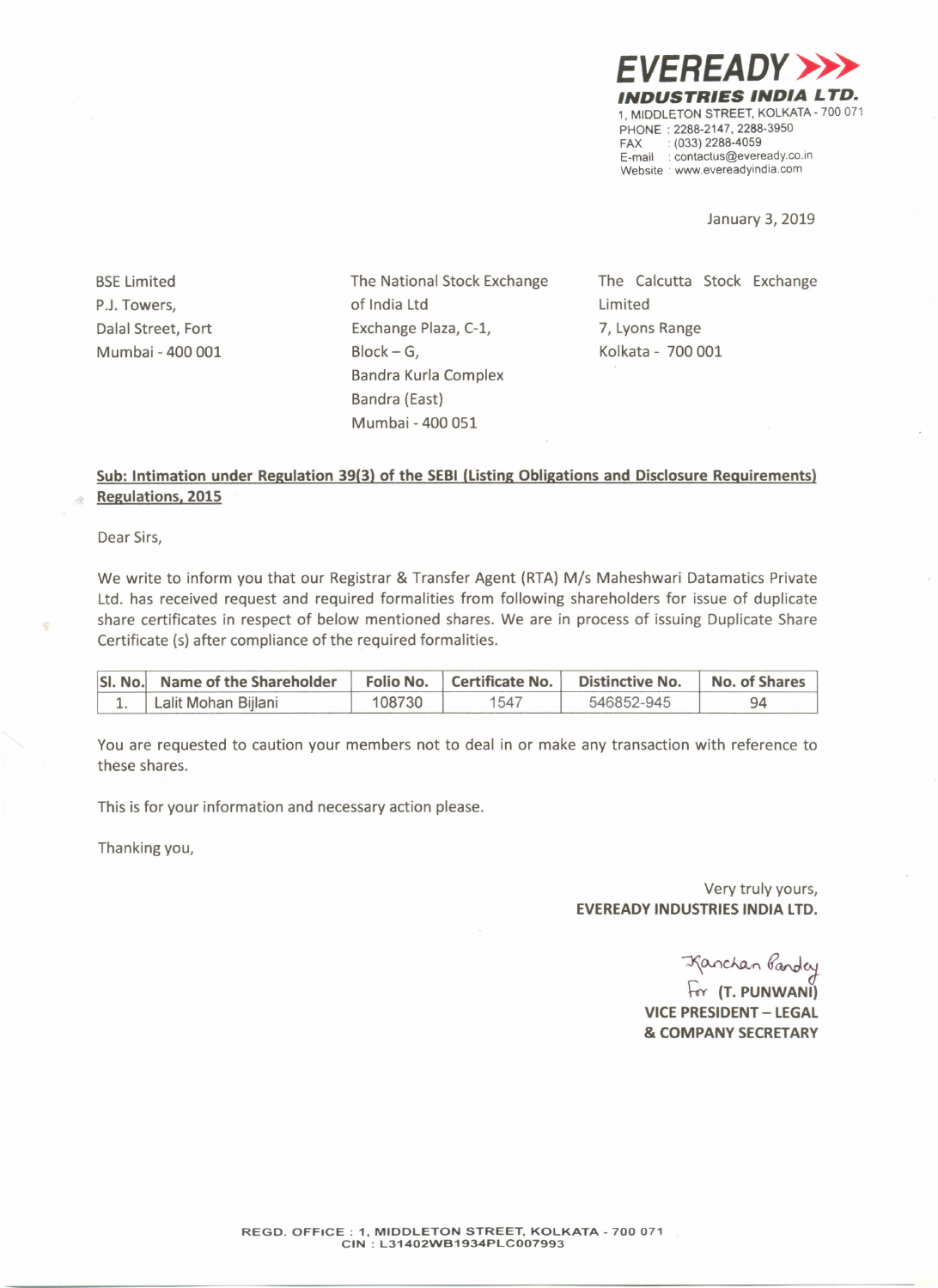**EVEREADY**
**INDUSTRIES INDIA LTD.**
1, MIDDLETON STREET, KOLKATA - 700 071
PHONE : 2288-2147, 2288-3950
FAX : (033) 2288-4059
E-mail : contactus@eveready.co.in
Website : www.evereadyindia.com

January 3, 2019

BSE Limited
P.J. Towers,
Dalal Street, Fort
Mumbai - 400 001

The National Stock Exchange of India Ltd
Exchange Plaza, C-1,
Block – G,
Bandra Kurla Complex
Bandra (East)
Mumbai - 400 051

The Calcutta Stock Exchange Limited
7, Lyons Range
Kolkata - 700 001

**Sub: Intimation under Regulation 39(3) of the SEBI (Listing Obligations and Disclosure Requirements) Regulations, 2015**

Dear Sirs,

We write to inform you that our Registrar & Transfer Agent (RTA) M/s Maheshwari Datamatics Private Ltd. has received request and required formalities from following shareholders for issue of duplicate share certificates in respect of below mentioned shares. We are in process of issuing Duplicate Share Certificate (s) after compliance of the required formalities.

| Sl. No. | Name of the Shareholder | Folio No. | Certificate No. | Distinctive No. | No. of Shares |
|---|---|---|---|---|---|
| 1. | Lalit Mohan Bijlani | 108730 | 1547 | 546852-945 | 94 |

You are requested to caution your members not to deal in or make any transaction with reference to these shares.

This is for your information and necessary action please.

Thanking you,

Very truly yours,
**EVEREADY INDUSTRIES INDIA LTD.**

Kanchan Pandey
For **(T. PUNWANI)**
**VICE PRESIDENT – LEGAL & COMPANY SECRETARY**

REGD. OFFICE : 1, MIDDLETON STREET, KOLKATA - 700 071
CIN : L31402WB1934PLC007993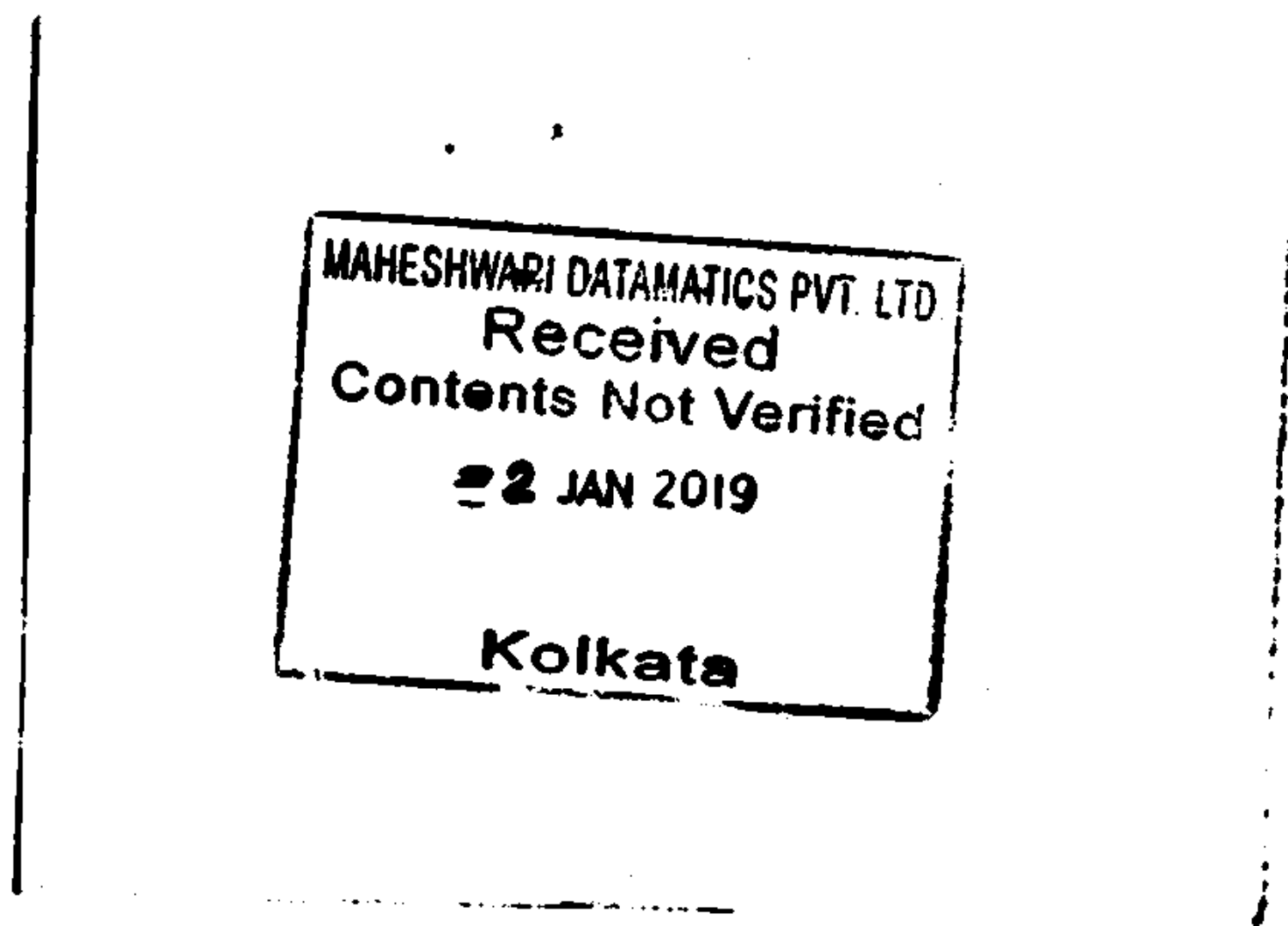MAHESHWARI DATAMATICS PVT. LTD

Received

Contents Not Verified

22 JAN 2019

Kolkata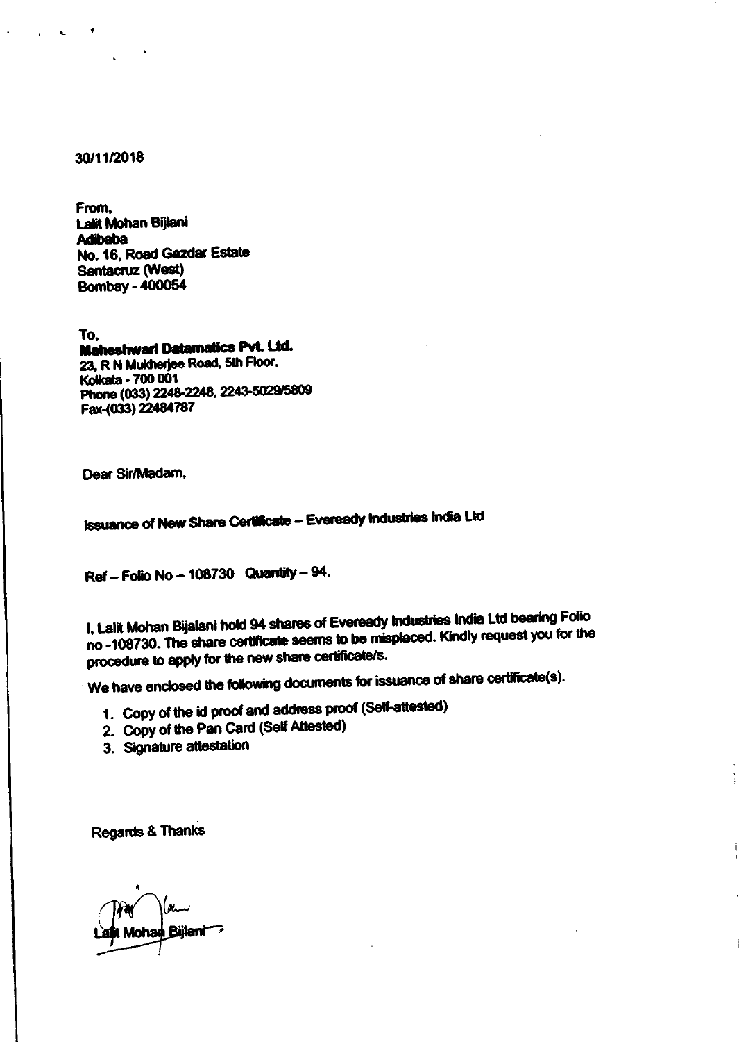30/11/2018

From,
Lalit Mohan Bijlani
Adibaba
No. 16, Road Gazdar Estate
Santacruz (West)
Bombay - 400054

To,
**Maheshwari Datamatics Pvt. Ltd.**
23, R N Mukherjee Road, 5th Floor,
Kolkata - 700 001
Phone (033) 2248-2248, 2243-5029/5809
Fax-(033) 22484787

Dear Sir/Madam,

Issuance of New Share Certificate – Eveready Industries India Ltd

Ref – Folio No – 108730 Quantity – 94.

I, Lalit Mohan Bijalani hold 94 shares of Eveready Industries India Ltd bearing Folio no -108730. The share certificate seems to be misplaced. Kindly request you for the procedure to apply for the new share certificate/s.

We have enclosed the following documents for issuance of share certificate(s).

1. Copy of the id proof and address proof (Self-attested)
2. Copy of the Pan Card (Self Attested)
3. Signature attestation

Regards & Thanks

Lalit Mohan Bijlani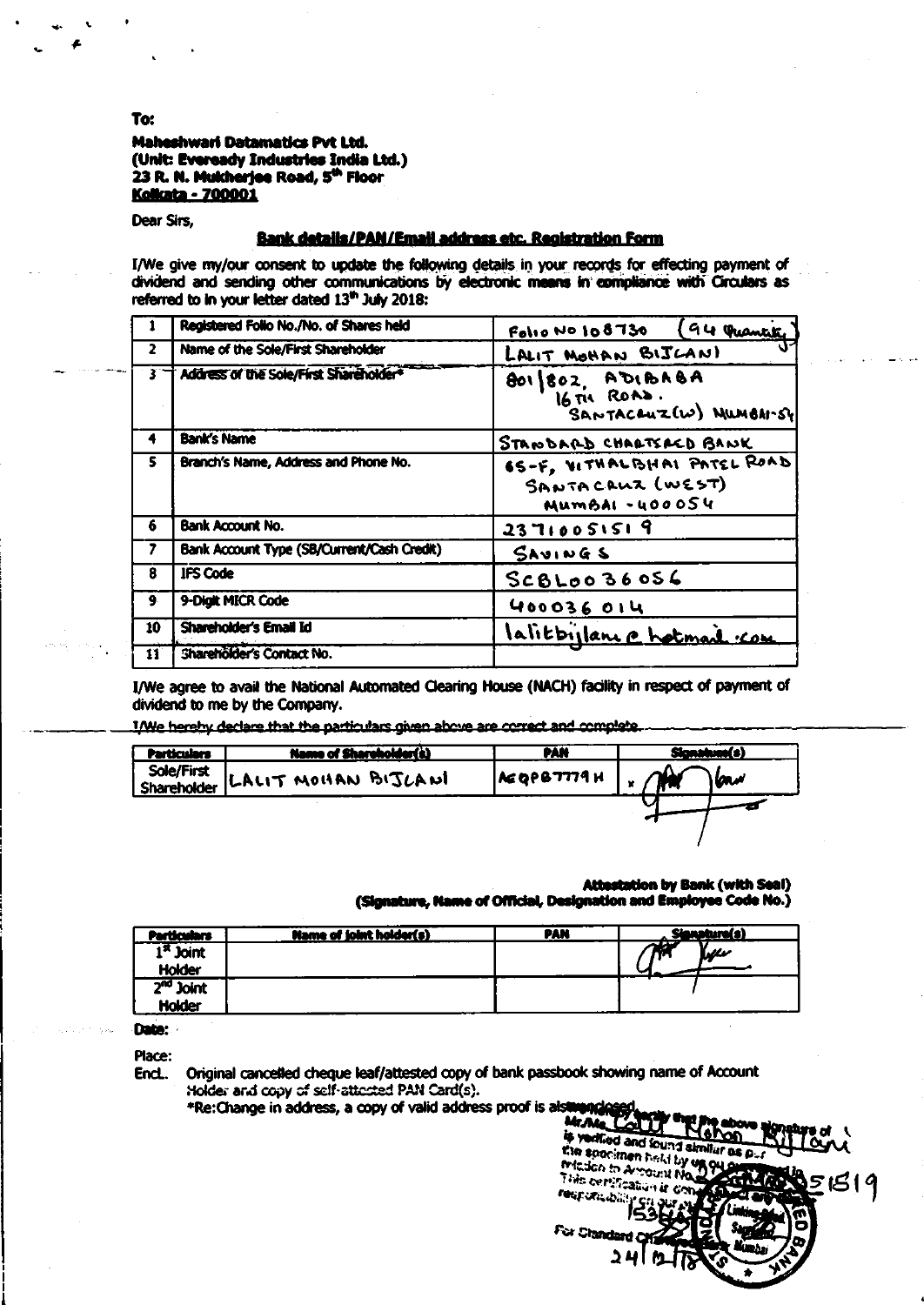To:

**Maheshwari Datamatics Pvt Ltd.**
**(Unit: Eveready Industries India Ltd.)**
**23 R. N. Mukherjee Road, 5th Floor**
**Kolkata - 700001**

Dear Sirs,

**Bank details/PAN/Email address etc. Registration Form**

I/We give my/our consent to update the following details in your records for effecting payment of dividend and sending other communications by electronic means in compliance with Circulars as referred to in your letter dated 13th July 2018:

| | | |
|---|---|---|
| 1 | Registered Folio No./No. of Shares held | Folio No 108730 (94 Quantity) |
| 2 | Name of the Sole/First Shareholder | LALIT MOHAN BIJLANI |
| 3 | Address of the Sole/First Shareholder* | 801/802, ADIBABA 16TH ROAD. SANTACRUZ(W) MUMBAI-54 |
| 4 | Bank's Name | STANDARD CHARTERED BANK |
| 5 | Branch's Name, Address and Phone No. | 65-F, VITHALBHAI PATEL ROAD SANTACRUZ (WEST) MUMBAI - 400054 |
| 6 | Bank Account No. | 23710051519 |
| 7 | Bank Account Type (SB/Current/Cash Credit) | SAVINGS |
| 8 | IFS Code | SCBL0036056 |
| 9 | 9-Digit MICR Code | 400036014 |
| 10 | Shareholder's Email Id | lalitbijlani@hotmail.com |
| 11 | Shareholder's Contact No. | |

I/We agree to avail the National Automated Clearing House (NACH) facility in respect of payment of dividend to me by the Company.

I/We hereby declare that the particulars given above are correct and complete.

| Particulars | Name of Shareholder(s) | PAN | Signature(s) |
|---|---|---|---|
| Sole/First Shareholder | LALIT MOHAN BIJLANI | AEQPB7779H | x [signature] |

**Attestation by Bank (with Seal)**
**(Signature, Name of Official, Designation and Employee Code No.)**

| Particulars | Name of joint holder(s) | PAN | Signature(s) |
|---|---|---|---|
| 1st Joint Holder | | | [signature] |
| 2nd Joint Holder | | | |

Date:

Place:

Encl. Original cancelled cheque leaf/attested copy of bank passbook showing name of Account Holder and copy of self-attested PAN Card(s).

*Re:Change in address, a copy of valid address proof is also enclosed.

We hereby certify that the above signature of Mr./Ms. Lalit Mohan Bijlani is verified and found similar as per the specimen held by us on our records in relation to Account No. 23710051519. This certification is without any responsibility on our part.

For Standard Chartered Bank

24/12/18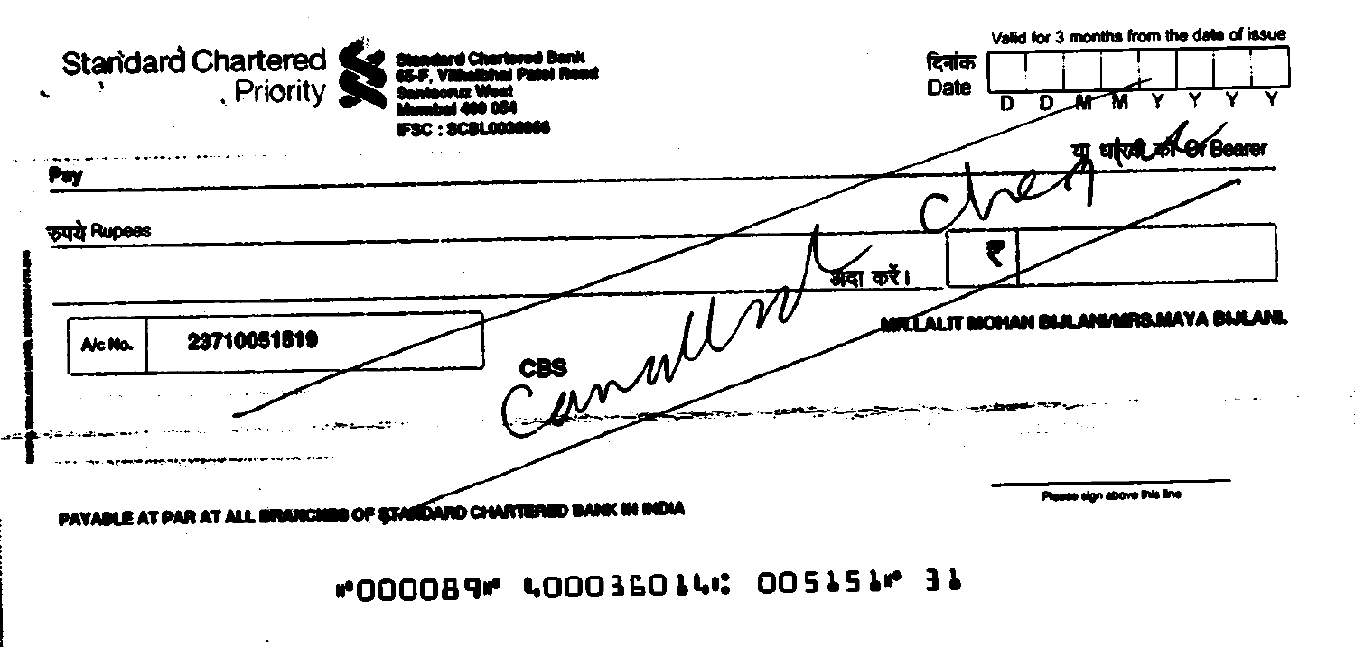Standard Chartered Priority

**Standard Chartered Bank**
**65-F, Vithalbhai Patel Road**
**Santacruz West**
**Mumbai 400 054**
**IFSC : SCBL0036066**

Valid for 3 months from the date of issue

दिनांक Date: D D M M Y Y Y Y

**Pay** या धारक को Or Bearer

रुपये Rupees

अदा करें। ₹

| A/c No. | 23710051519 |
|---|---|

CBS

**MR.LALIT MOHAN BIJLANI/MRS.MAYA BIJLANI.**

Cancelled Cheque

Please sign above this line

**PAYABLE AT PAR AT ALL BRANCHES OF STANDARD CHARTERED BANK IN INDIA**

⑈000089⑈ 400036014⑆ 005151⑈ 31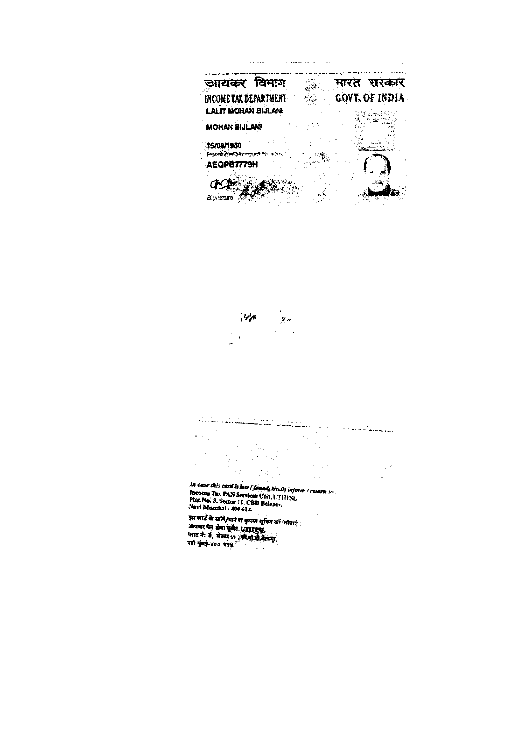आयकर विभाग　　　भारत सरकार

INCOME TAX DEPARTMENT　　　GOVT. OF INDIA

LALIT MOHAN BIJLANI

MOHAN BIJLANI

15/08/1950

Permanent Account Number

AEQPB7779H

Signature

*In case this card is lost / found, kindly inform / return to :*

**Income Tax PAN Services Unit, UTITSL**
**Plot No. 3, Sector 11, CBD Belapur,**
**Navi Mumbai - 400 614.**

इस कार्ड के खोने/पाने पर कृपया सूचित करें/लौटाएं :
आयकर पैन सेवा यूनिट, UTITSL
प्लाट नं: ३, सेक्टर ११, सी.बी.डी.बेलापुर,
नवी मुंबई-४०० ६१४.